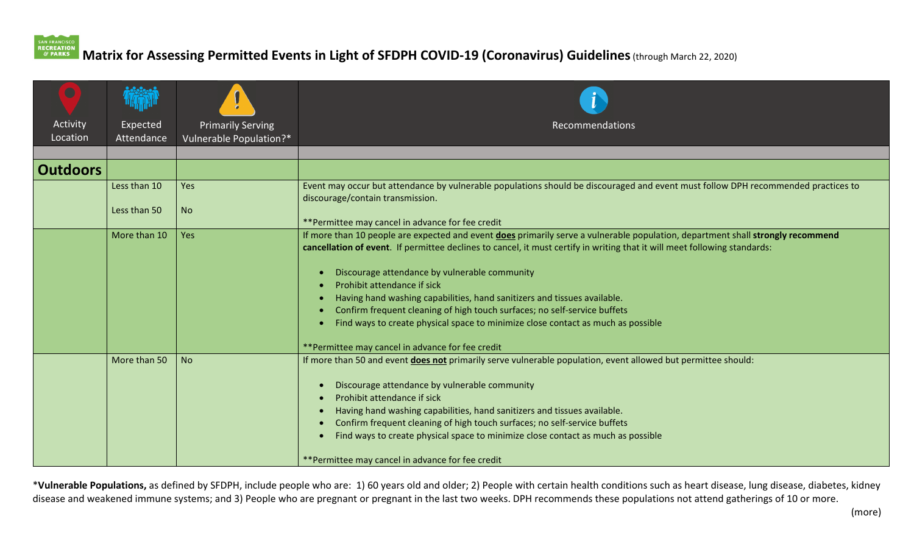# Matrix for Assessing Permitted Events in Light of SFDPH COVID-19 (Coronavirus) Guidelines (through March 22, 2020)

| Activity Location | Expected Attendance | Primarily Serving Vulnerable Population?* | Recommendations |
|---|---|---|---|
| | | | |
| **Outdoors** | | | |
| | Less than 10<br><br>Less than 50 | Yes<br><br>No | Event may occur but attendance by vulnerable populations should be discouraged and event must follow DPH recommended practices to discourage/contain transmission.<br><br>**Permittee may cancel in advance for fee credit |
| | More than 10 | Yes | If more than 10 people are expected and event **does** primarily serve a vulnerable population, department shall **strongly recommend cancellation of event**. If permittee declines to cancel, it must certify in writing that it will meet following standards:<br><br>• Discourage attendance by vulnerable community<br>• Prohibit attendance if sick<br>• Having hand washing capabilities, hand sanitizers and tissues available.<br>• Confirm frequent cleaning of high touch surfaces; no self-service buffets<br>• Find ways to create physical space to minimize close contact as much as possible<br><br>**Permittee may cancel in advance for fee credit |
| | More than 50 | No | If more than 50 and event **does not** primarily serve vulnerable population, event allowed but permittee should:<br><br>• Discourage attendance by vulnerable community<br>• Prohibit attendance if sick<br>• Having hand washing capabilities, hand sanitizers and tissues available.<br>• Confirm frequent cleaning of high touch surfaces; no self-service buffets<br>• Find ways to create physical space to minimize close contact as much as possible<br><br>**Permittee may cancel in advance for fee credit |

***Vulnerable Populations,** as defined by SFDPH, include people who are: 1) 60 years old and older; 2) People with certain health conditions such as heart disease, lung disease, diabetes, kidney disease and weakened immune systems; and 3) People who are pregnant or pregnant in the last two weeks. DPH recommends these populations not attend gatherings of 10 or more.

(more)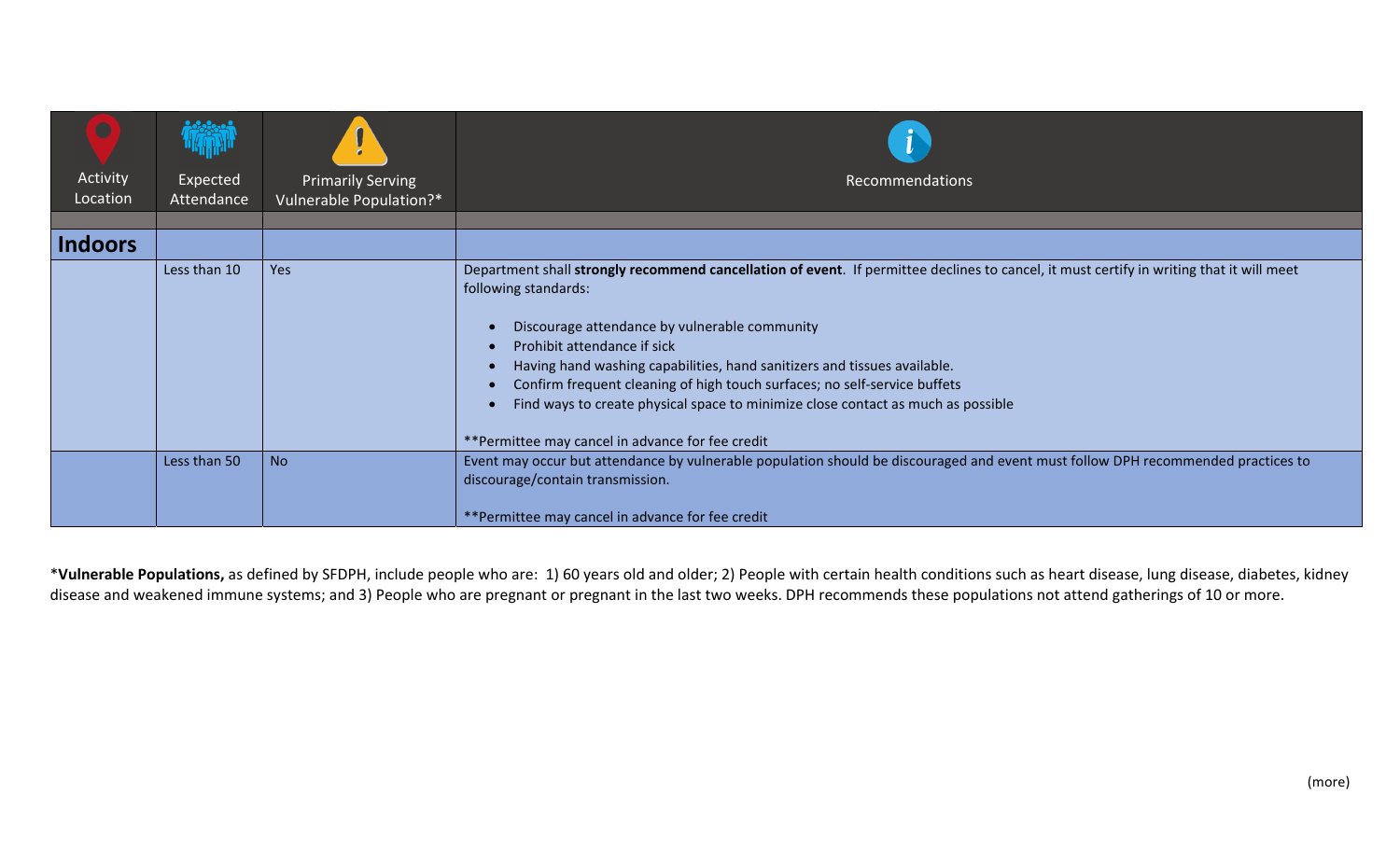| Activity Location | Expected Attendance | Primarily Serving Vulnerable Population?* | Recommendations |
|---|---|---|---|
| | | | |
| **Indoors** | | | |
| | Less than 10 | Yes | Department shall **strongly recommend cancellation of event**. If permittee declines to cancel, it must certify in writing that it will meet following standards:<br><br>• Discourage attendance by vulnerable community<br>• Prohibit attendance if sick<br>• Having hand washing capabilities, hand sanitizers and tissues available.<br>• Confirm frequent cleaning of high touch surfaces; no self-service buffets<br>• Find ways to create physical space to minimize close contact as much as possible<br><br>**Permittee may cancel in advance for fee credit |
| | Less than 50 | No | Event may occur but attendance by vulnerable population should be discouraged and event must follow DPH recommended practices to discourage/contain transmission.<br><br>**Permittee may cancel in advance for fee credit |

*__Vulnerable Populations,__ as defined by SFDPH, include people who are: 1) 60 years old and older; 2) People with certain health conditions such as heart disease, lung disease, diabetes, kidney disease and weakened immune systems; and 3) People who are pregnant or pregnant in the last two weeks. DPH recommends these populations not attend gatherings of 10 or more.

(more)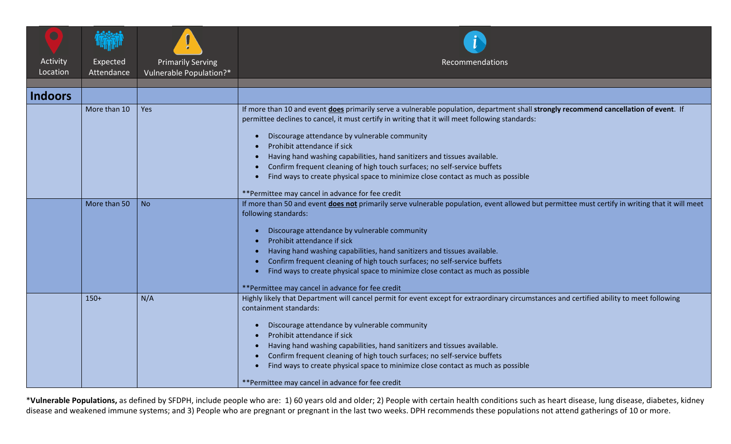| Activity Location | Expected Attendance | Primarily Serving Vulnerable Population?* | Recommendations |
|---|---|---|---|
| **Indoors** | | | |
| | More than 10 | Yes | If more than 10 and event **does** primarily serve a vulnerable population, department shall **strongly recommend cancellation of event**. If permittee declines to cancel, it must certify in writing that it will meet following standards: <br>• Discourage attendance by vulnerable community <br>• Prohibit attendance if sick <br>• Having hand washing capabilities, hand sanitizers and tissues available. <br>• Confirm frequent cleaning of high touch surfaces; no self-service buffets <br>• Find ways to create physical space to minimize close contact as much as possible <br><br>**Permittee may cancel in advance for fee credit |
| | More than 50 | No | If more than 50 and event **does not** primarily serve vulnerable population, event allowed but permittee must certify in writing that it will meet following standards: <br>• Discourage attendance by vulnerable community <br>• Prohibit attendance if sick <br>• Having hand washing capabilities, hand sanitizers and tissues available. <br>• Confirm frequent cleaning of high touch surfaces; no self-service buffets <br>• Find ways to create physical space to minimize close contact as much as possible <br><br>**Permittee may cancel in advance for fee credit |
| | 150+ | N/A | Highly likely that Department will cancel permit for event except for extraordinary circumstances and certified ability to meet following containment standards: <br>• Discourage attendance by vulnerable community <br>• Prohibit attendance if sick <br>• Having hand washing capabilities, hand sanitizers and tissues available. <br>• Confirm frequent cleaning of high touch surfaces; no self-service buffets <br>• Find ways to create physical space to minimize close contact as much as possible <br><br>**Permittee may cancel in advance for fee credit |

***Vulnerable Populations,** as defined by SFDPH, include people who are: 1) 60 years old and older; 2) People with certain health conditions such as heart disease, lung disease, diabetes, kidney disease and weakened immune systems; and 3) People who are pregnant or pregnant in the last two weeks. DPH recommends these populations not attend gatherings of 10 or more.